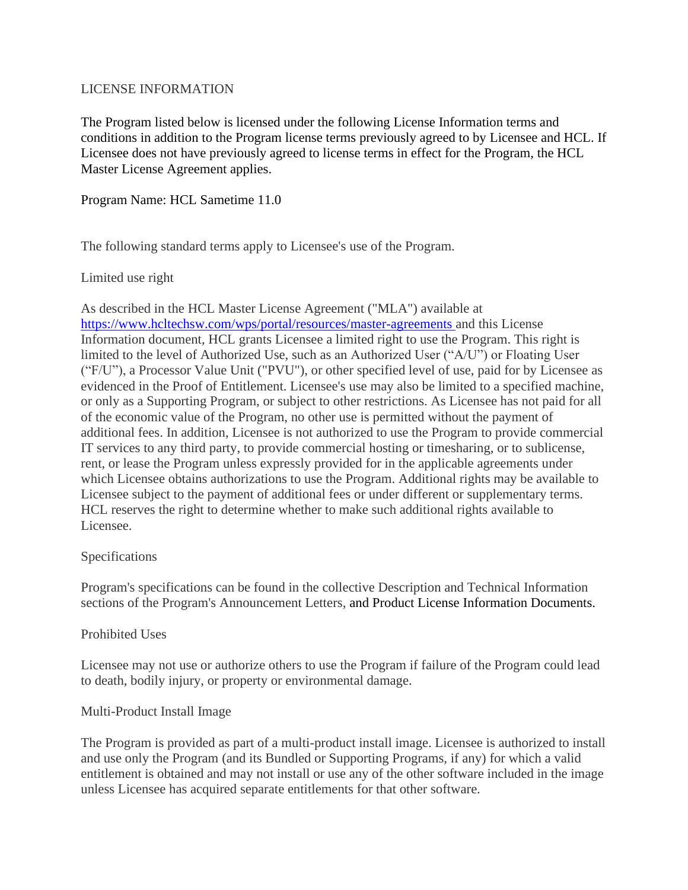# LICENSE INFORMATION

The Program listed below is licensed under the following License Information terms and conditions in addition to the Program license terms previously agreed to by Licensee and HCL. If Licensee does not have previously agreed to license terms in effect for the Program, the HCL Master License Agreement applies.

Program Name: HCL Sametime 11.0

The following standard terms apply to Licensee's use of the Program.

## Limited use right

As described in the HCL Master License Agreement ("MLA") available at [https://www.hcltechsw.com/wps/portal/resources/master-agreements](https://www.hcltechsw.com/wps/portal/resources/master-agreements) and this License Information document, HCL grants Licensee a limited right to use the Program. This right is limited to the level of Authorized Use, such as an Authorized User ("A/U") or Floating User ("F/U"), a Processor Value Unit ("PVU"), or other specified level of use, paid for by Licensee as evidenced in the Proof of Entitlement. Licensee's use may also be limited to a specified machine, or only as a Supporting Program, or subject to other restrictions. As Licensee has not paid for all of the economic value of the Program, no other use is permitted without the payment of additional fees. In addition, Licensee is not authorized to use the Program to provide commercial IT services to any third party, to provide commercial hosting or timesharing, or to sublicense, rent, or lease the Program unless expressly provided for in the applicable agreements under which Licensee obtains authorizations to use the Program. Additional rights may be available to Licensee subject to the payment of additional fees or under different or supplementary terms. HCL reserves the right to determine whether to make such additional rights available to Licensee.

## Specifications

Program's specifications can be found in the collective Description and Technical Information sections of the Program's Announcement Letters, and Product License Information Documents.

## Prohibited Uses

Licensee may not use or authorize others to use the Program if failure of the Program could lead to death, bodily injury, or property or environmental damage.

## Multi-Product Install Image

The Program is provided as part of a multi-product install image. Licensee is authorized to install and use only the Program (and its Bundled or Supporting Programs, if any) for which a valid entitlement is obtained and may not install or use any of the other software included in the image unless Licensee has acquired separate entitlements for that other software.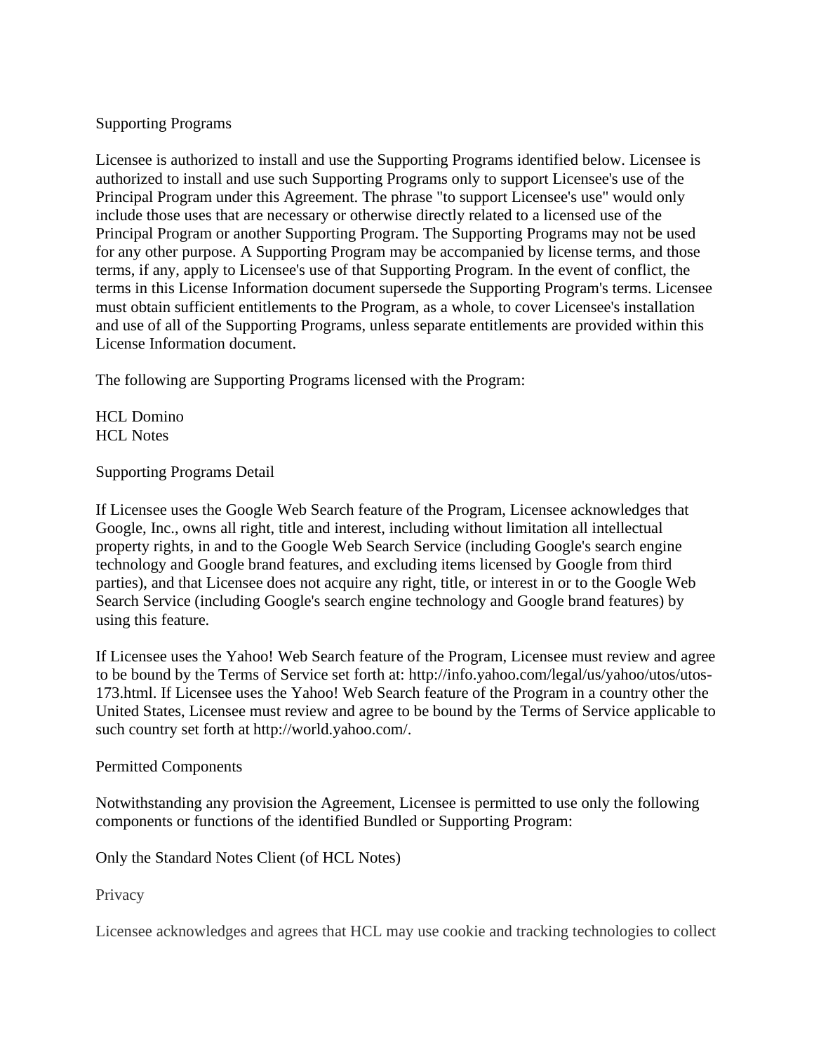## Supporting Programs

Licensee is authorized to install and use the Supporting Programs identified below. Licensee is authorized to install and use such Supporting Programs only to support Licensee's use of the Principal Program under this Agreement. The phrase "to support Licensee's use" would only include those uses that are necessary or otherwise directly related to a licensed use of the Principal Program or another Supporting Program. The Supporting Programs may not be used for any other purpose. A Supporting Program may be accompanied by license terms, and those terms, if any, apply to Licensee's use of that Supporting Program. In the event of conflict, the terms in this License Information document supersede the Supporting Program's terms. Licensee must obtain sufficient entitlements to the Program, as a whole, to cover Licensee's installation and use of all of the Supporting Programs, unless separate entitlements are provided within this License Information document.

The following are Supporting Programs licensed with the Program:

HCL Domino
HCL Notes

## Supporting Programs Detail

If Licensee uses the Google Web Search feature of the Program, Licensee acknowledges that Google, Inc., owns all right, title and interest, including without limitation all intellectual property rights, in and to the Google Web Search Service (including Google's search engine technology and Google brand features, and excluding items licensed by Google from third parties), and that Licensee does not acquire any right, title, or interest in or to the Google Web Search Service (including Google's search engine technology and Google brand features) by using this feature.

If Licensee uses the Yahoo! Web Search feature of the Program, Licensee must review and agree to be bound by the Terms of Service set forth at: http://info.yahoo.com/legal/us/yahoo/utos/utos-173.html. If Licensee uses the Yahoo! Web Search feature of the Program in a country other the United States, Licensee must review and agree to be bound by the Terms of Service applicable to such country set forth at http://world.yahoo.com/.

## Permitted Components

Notwithstanding any provision the Agreement, Licensee is permitted to use only the following components or functions of the identified Bundled or Supporting Program:

Only the Standard Notes Client (of HCL Notes)

## Privacy

Licensee acknowledges and agrees that HCL may use cookie and tracking technologies to collect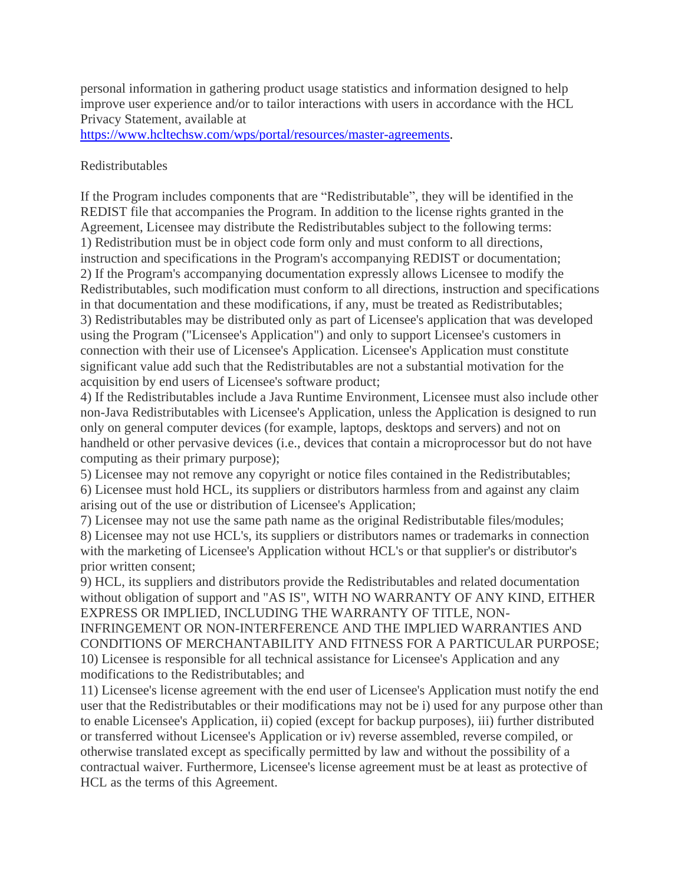personal information in gathering product usage statistics and information designed to help improve user experience and/or to tailor interactions with users in accordance with the HCL Privacy Statement, available at
[https://www.hcltechsw.com/wps/portal/resources/master-agreements](https://www.hcltechsw.com/wps/portal/resources/master-agreements).

Redistributables

If the Program includes components that are “Redistributable”, they will be identified in the REDIST file that accompanies the Program. In addition to the license rights granted in the Agreement, Licensee may distribute the Redistributables subject to the following terms:

1) Redistribution must be in object code form only and must conform to all directions, instruction and specifications in the Program's accompanying REDIST or documentation;
2) If the Program's accompanying documentation expressly allows Licensee to modify the Redistributables, such modification must conform to all directions, instruction and specifications in that documentation and these modifications, if any, must be treated as Redistributables;
3) Redistributables may be distributed only as part of Licensee's application that was developed using the Program ("Licensee's Application") and only to support Licensee's customers in connection with their use of Licensee's Application. Licensee's Application must constitute significant value add such that the Redistributables are not a substantial motivation for the acquisition by end users of Licensee's software product;
4) If the Redistributables include a Java Runtime Environment, Licensee must also include other non-Java Redistributables with Licensee's Application, unless the Application is designed to run only on general computer devices (for example, laptops, desktops and servers) and not on handheld or other pervasive devices (i.e., devices that contain a microprocessor but do not have computing as their primary purpose);
5) Licensee may not remove any copyright or notice files contained in the Redistributables;
6) Licensee must hold HCL, its suppliers or distributors harmless from and against any claim arising out of the use or distribution of Licensee's Application;
7) Licensee may not use the same path name as the original Redistributable files/modules;
8) Licensee may not use HCL's, its suppliers or distributors names or trademarks in connection with the marketing of Licensee's Application without HCL's or that supplier's or distributor's prior written consent;
9) HCL, its suppliers and distributors provide the Redistributables and related documentation without obligation of support and "AS IS", WITH NO WARRANTY OF ANY KIND, EITHER EXPRESS OR IMPLIED, INCLUDING THE WARRANTY OF TITLE, NON-INFRINGEMENT OR NON-INTERFERENCE AND THE IMPLIED WARRANTIES AND CONDITIONS OF MERCHANTABILITY AND FITNESS FOR A PARTICULAR PURPOSE;
10) Licensee is responsible for all technical assistance for Licensee's Application and any modifications to the Redistributables; and
11) Licensee's license agreement with the end user of Licensee's Application must notify the end user that the Redistributables or their modifications may not be i) used for any purpose other than to enable Licensee's Application, ii) copied (except for backup purposes), iii) further distributed or transferred without Licensee's Application or iv) reverse assembled, reverse compiled, or otherwise translated except as specifically permitted by law and without the possibility of a contractual waiver. Furthermore, Licensee's license agreement must be at least as protective of HCL as the terms of this Agreement.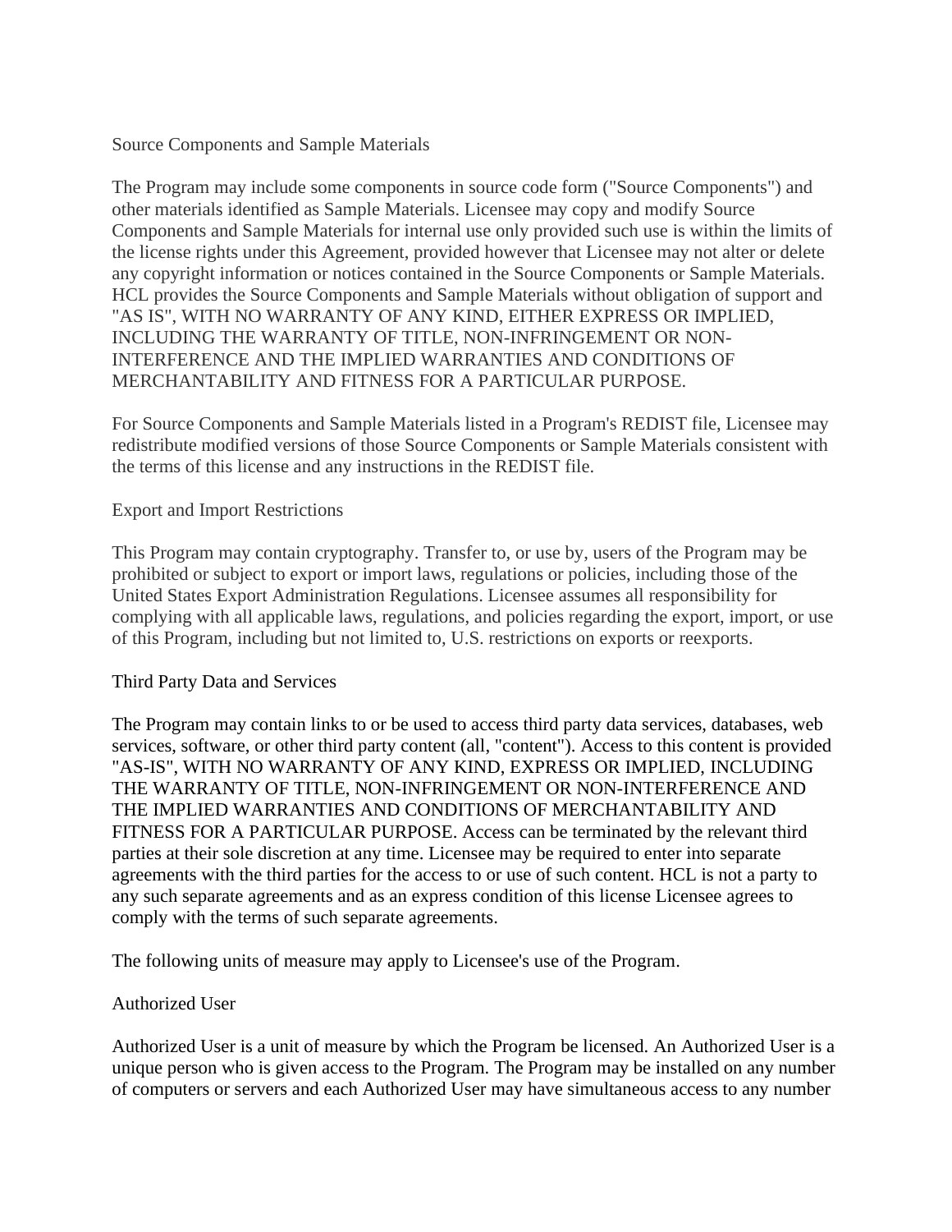## Source Components and Sample Materials

The Program may include some components in source code form ("Source Components") and other materials identified as Sample Materials. Licensee may copy and modify Source Components and Sample Materials for internal use only provided such use is within the limits of the license rights under this Agreement, provided however that Licensee may not alter or delete any copyright information or notices contained in the Source Components or Sample Materials. HCL provides the Source Components and Sample Materials without obligation of support and "AS IS", WITH NO WARRANTY OF ANY KIND, EITHER EXPRESS OR IMPLIED, INCLUDING THE WARRANTY OF TITLE, NON-INFRINGEMENT OR NON-INTERFERENCE AND THE IMPLIED WARRANTIES AND CONDITIONS OF MERCHANTABILITY AND FITNESS FOR A PARTICULAR PURPOSE.

For Source Components and Sample Materials listed in a Program's REDIST file, Licensee may redistribute modified versions of those Source Components or Sample Materials consistent with the terms of this license and any instructions in the REDIST file.

## Export and Import Restrictions

This Program may contain cryptography. Transfer to, or use by, users of the Program may be prohibited or subject to export or import laws, regulations or policies, including those of the United States Export Administration Regulations. Licensee assumes all responsibility for complying with all applicable laws, regulations, and policies regarding the export, import, or use of this Program, including but not limited to, U.S. restrictions on exports or reexports.

## Third Party Data and Services

The Program may contain links to or be used to access third party data services, databases, web services, software, or other third party content (all, "content"). Access to this content is provided "AS-IS", WITH NO WARRANTY OF ANY KIND, EXPRESS OR IMPLIED, INCLUDING THE WARRANTY OF TITLE, NON-INFRINGEMENT OR NON-INTERFERENCE AND THE IMPLIED WARRANTIES AND CONDITIONS OF MERCHANTABILITY AND FITNESS FOR A PARTICULAR PURPOSE. Access can be terminated by the relevant third parties at their sole discretion at any time. Licensee may be required to enter into separate agreements with the third parties for the access to or use of such content. HCL is not a party to any such separate agreements and as an express condition of this license Licensee agrees to comply with the terms of such separate agreements.

The following units of measure may apply to Licensee's use of the Program.

## Authorized User

Authorized User is a unit of measure by which the Program be licensed. An Authorized User is a unique person who is given access to the Program. The Program may be installed on any number of computers or servers and each Authorized User may have simultaneous access to any number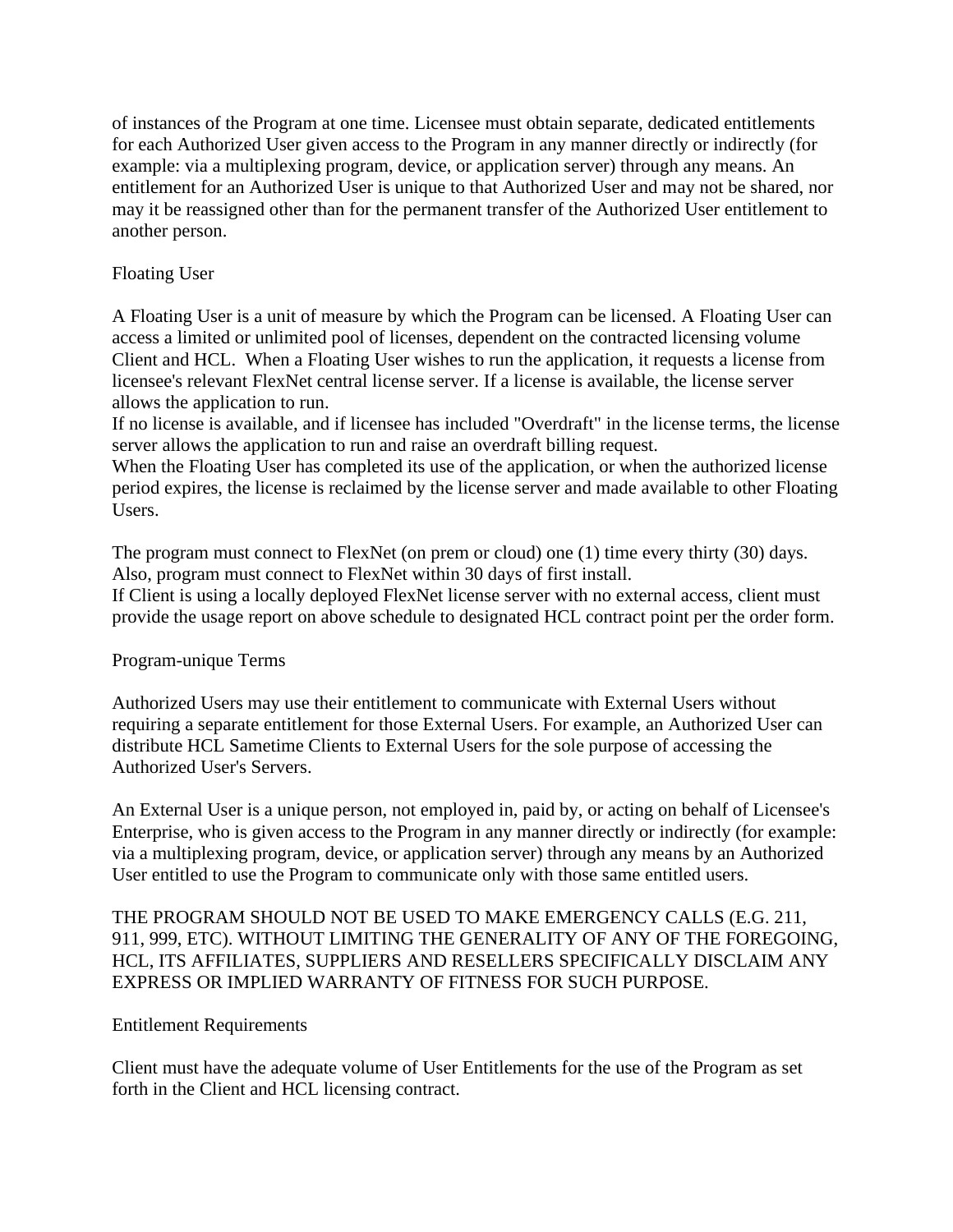of instances of the Program at one time. Licensee must obtain separate, dedicated entitlements for each Authorized User given access to the Program in any manner directly or indirectly (for example: via a multiplexing program, device, or application server) through any means. An entitlement for an Authorized User is unique to that Authorized User and may not be shared, nor may it be reassigned other than for the permanent transfer of the Authorized User entitlement to another person.

## Floating User

A Floating User is a unit of measure by which the Program can be licensed. A Floating User can access a limited or unlimited pool of licenses, dependent on the contracted licensing volume Client and HCL.  When a Floating User wishes to run the application, it requests a license from licensee's relevant FlexNet central license server. If a license is available, the license server allows the application to run.
If no license is available, and if licensee has included "Overdraft" in the license terms, the license server allows the application to run and raise an overdraft billing request.
When the Floating User has completed its use of the application, or when the authorized license period expires, the license is reclaimed by the license server and made available to other Floating Users.

The program must connect to FlexNet (on prem or cloud) one (1) time every thirty (30) days. Also, program must connect to FlexNet within 30 days of first install.
If Client is using a locally deployed FlexNet license server with no external access, client must provide the usage report on above schedule to designated HCL contract point per the order form.

## Program-unique Terms

Authorized Users may use their entitlement to communicate with External Users without requiring a separate entitlement for those External Users. For example, an Authorized User can distribute HCL Sametime Clients to External Users for the sole purpose of accessing the Authorized User's Servers.

An External User is a unique person, not employed in, paid by, or acting on behalf of Licensee's Enterprise, who is given access to the Program in any manner directly or indirectly (for example: via a multiplexing program, device, or application server) through any means by an Authorized User entitled to use the Program to communicate only with those same entitled users.

THE PROGRAM SHOULD NOT BE USED TO MAKE EMERGENCY CALLS (E.G. 211, 911, 999, ETC). WITHOUT LIMITING THE GENERALITY OF ANY OF THE FOREGOING, HCL, ITS AFFILIATES, SUPPLIERS AND RESELLERS SPECIFICALLY DISCLAIM ANY EXPRESS OR IMPLIED WARRANTY OF FITNESS FOR SUCH PURPOSE.

## Entitlement Requirements

Client must have the adequate volume of User Entitlements for the use of the Program as set forth in the Client and HCL licensing contract.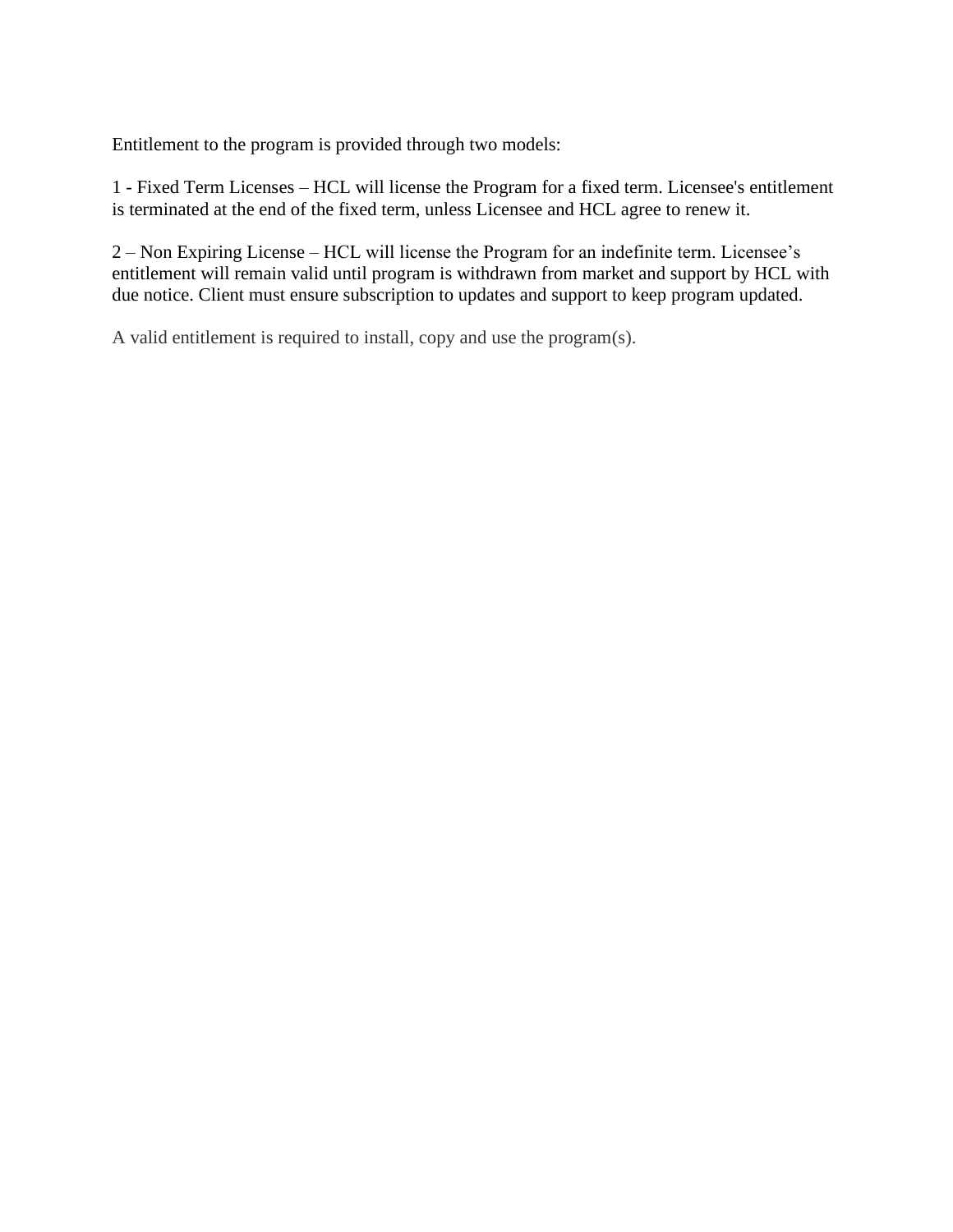Entitlement to the program is provided through two models:

1 - Fixed Term Licenses – HCL will license the Program for a fixed term. Licensee's entitlement is terminated at the end of the fixed term, unless Licensee and HCL agree to renew it.

2 – Non Expiring License – HCL will license the Program for an indefinite term. Licensee’s entitlement will remain valid until program is withdrawn from market and support by HCL with due notice. Client must ensure subscription to updates and support to keep program updated.

A valid entitlement is required to install, copy and use the program(s).